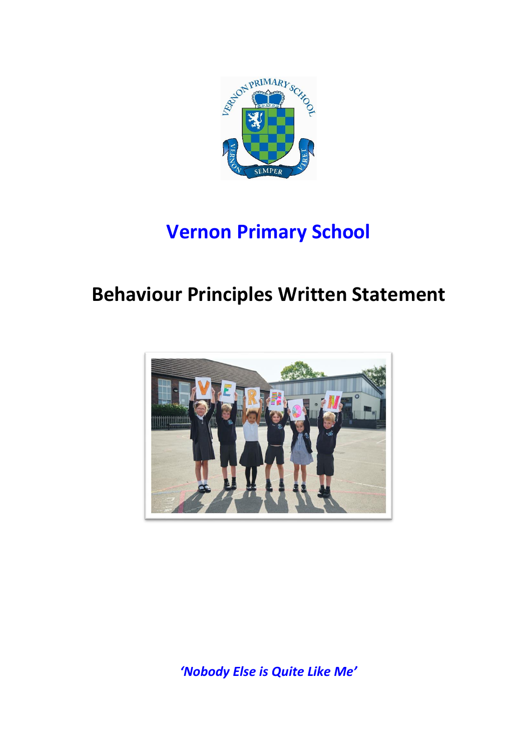# Vernon Primary School

## Behaviour Principles Written Statement

***'Nobody Else is Quite Like Me'***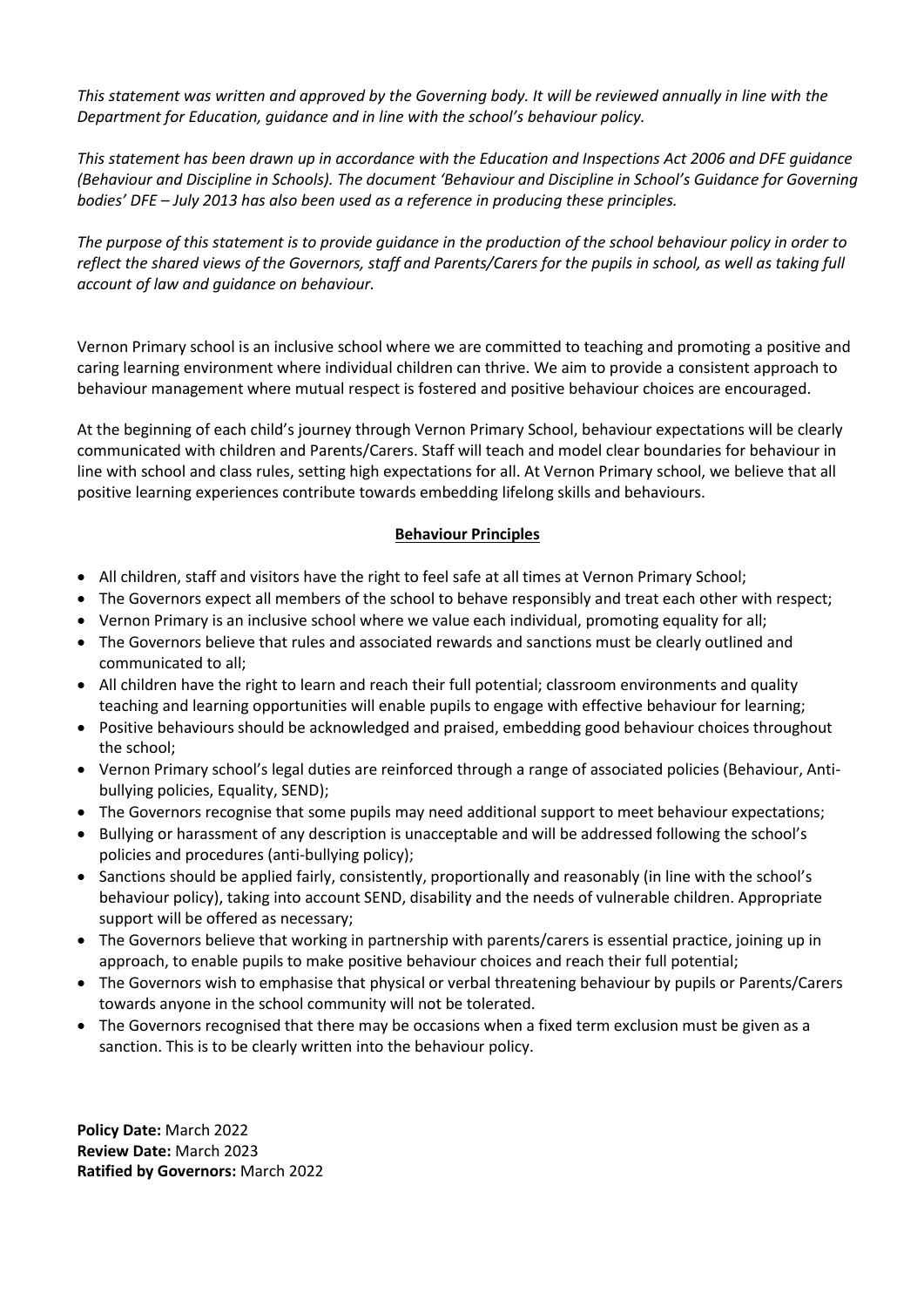*This statement was written and approved by the Governing body. It will be reviewed annually in line with the Department for Education, guidance and in line with the school's behaviour policy.*

*This statement has been drawn up in accordance with the Education and Inspections Act 2006 and DFE guidance (Behaviour and Discipline in Schools). The document 'Behaviour and Discipline in School's Guidance for Governing bodies' DFE – July 2013 has also been used as a reference in producing these principles.*

*The purpose of this statement is to provide guidance in the production of the school behaviour policy in order to reflect the shared views of the Governors, staff and Parents/Carers for the pupils in school, as well as taking full account of law and guidance on behaviour.*

Vernon Primary school is an inclusive school where we are committed to teaching and promoting a positive and caring learning environment where individual children can thrive. We aim to provide a consistent approach to behaviour management where mutual respect is fostered and positive behaviour choices are encouraged.

At the beginning of each child's journey through Vernon Primary School, behaviour expectations will be clearly communicated with children and Parents/Carers. Staff will teach and model clear boundaries for behaviour in line with school and class rules, setting high expectations for all. At Vernon Primary school, we believe that all positive learning experiences contribute towards embedding lifelong skills and behaviours.

## Behaviour Principles

- All children, staff and visitors have the right to feel safe at all times at Vernon Primary School;
- The Governors expect all members of the school to behave responsibly and treat each other with respect;
- Vernon Primary is an inclusive school where we value each individual, promoting equality for all;
- The Governors believe that rules and associated rewards and sanctions must be clearly outlined and communicated to all;
- All children have the right to learn and reach their full potential; classroom environments and quality teaching and learning opportunities will enable pupils to engage with effective behaviour for learning;
- Positive behaviours should be acknowledged and praised, embedding good behaviour choices throughout the school;
- Vernon Primary school's legal duties are reinforced through a range of associated policies (Behaviour, Anti-bullying policies, Equality, SEND);
- The Governors recognise that some pupils may need additional support to meet behaviour expectations;
- Bullying or harassment of any description is unacceptable and will be addressed following the school's policies and procedures (anti-bullying policy);
- Sanctions should be applied fairly, consistently, proportionally and reasonably (in line with the school's behaviour policy), taking into account SEND, disability and the needs of vulnerable children. Appropriate support will be offered as necessary;
- The Governors believe that working in partnership with parents/carers is essential practice, joining up in approach, to enable pupils to make positive behaviour choices and reach their full potential;
- The Governors wish to emphasise that physical or verbal threatening behaviour by pupils or Parents/Carers towards anyone in the school community will not be tolerated.
- The Governors recognised that there may be occasions when a fixed term exclusion must be given as a sanction. This is to be clearly written into the behaviour policy.

**Policy Date:** March 2022
**Review Date:** March 2023
**Ratified by Governors:** March 2022